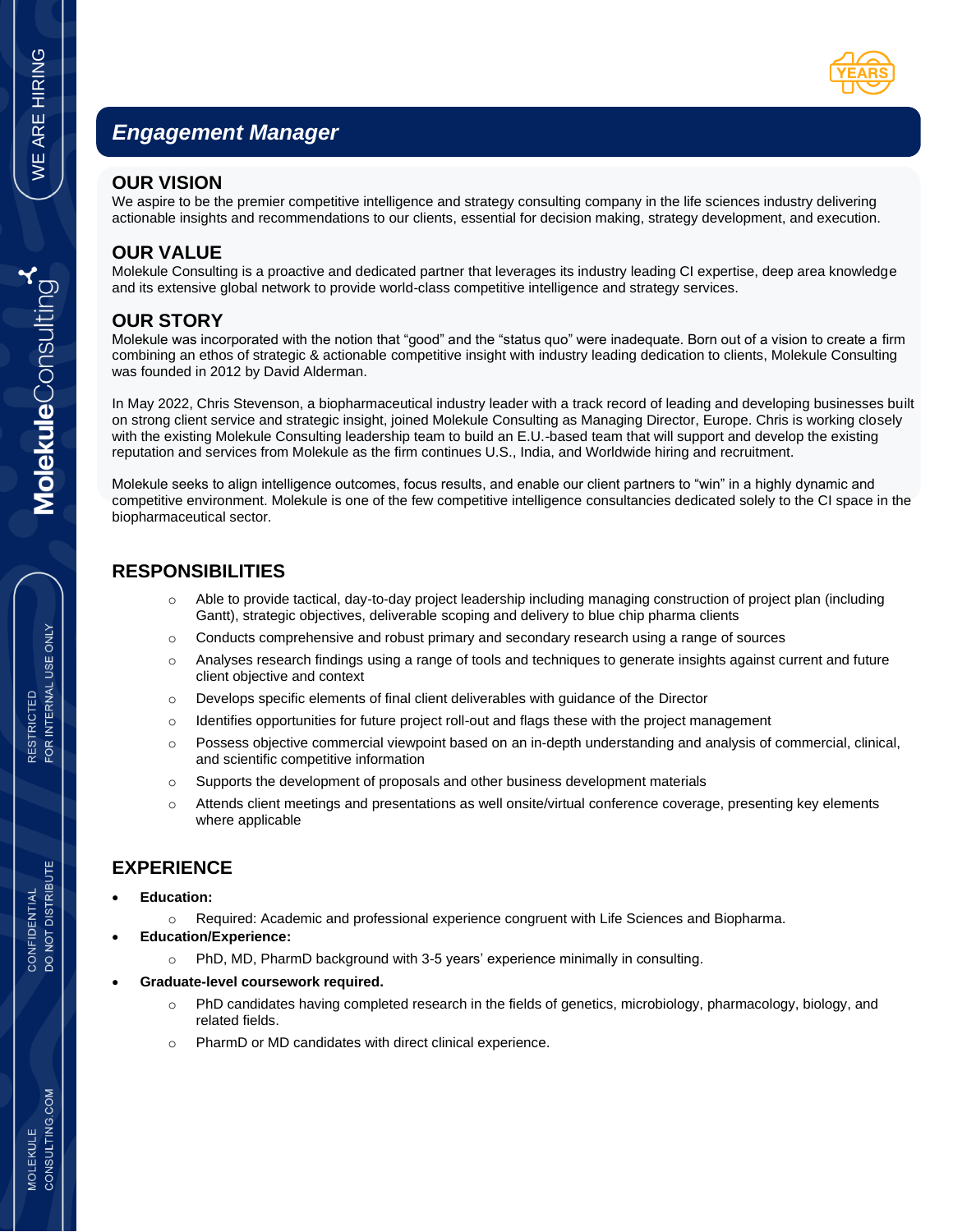# Engagement Manager

## OUR VISION

We aspire to be the premier competitive intelligence and strategy consulting company in the life sciences industry delivering actionable insights and recommendations to our clients, essential for decision making, strategy development, and execution.

## OUR VALUE

Molekule Consulting is a proactive and dedicated partner that leverages its industry leading CI expertise, deep area knowledge and its extensive global network to provide world-class competitive intelligence and strategy services.

## OUR STORY

Molekule was incorporated with the notion that "good" and the "status quo" were inadequate. Born out of a vision to create a firm combining an ethos of strategic & actionable competitive insight with industry leading dedication to clients, Molekule Consulting was founded in 2012 by David Alderman.

In May 2022, Chris Stevenson, a biopharmaceutical industry leader with a track record of leading and developing businesses built on strong client service and strategic insight, joined Molekule Consulting as Managing Director, Europe. Chris is working closely with the existing Molekule Consulting leadership team to build an E.U.-based team that will support and develop the existing reputation and services from Molekule as the firm continues U.S., India, and Worldwide hiring and recruitment.

Molekule seeks to align intelligence outcomes, focus results, and enable our client partners to "win" in a highly dynamic and competitive environment. Molekule is one of the few competitive intelligence consultancies dedicated solely to the CI space in the biopharmaceutical sector.

## RESPONSIBILITIES

- Able to provide tactical, day-to-day project leadership including managing construction of project plan (including Gantt), strategic objectives, deliverable scoping and delivery to blue chip pharma clients
- Conducts comprehensive and robust primary and secondary research using a range of sources
- Analyses research findings using a range of tools and techniques to generate insights against current and future client objective and context
- Develops specific elements of final client deliverables with guidance of the Director
- Identifies opportunities for future project roll-out and flags these with the project management
- Possess objective commercial viewpoint based on an in-depth understanding and analysis of commercial, clinical, and scientific competitive information
- Supports the development of proposals and other business development materials
- Attends client meetings and presentations as well onsite/virtual conference coverage, presenting key elements where applicable

## EXPERIENCE

- **Education:**
  - Required: Academic and professional experience congruent with Life Sciences and Biopharma.
- **Education/Experience:**
  - PhD, MD, PharmD background with 3-5 years' experience minimally in consulting.
- **Graduate-level coursework required.**
  - PhD candidates having completed research in the fields of genetics, microbiology, pharmacology, biology, and related fields.
  - PharmD or MD candidates with direct clinical experience.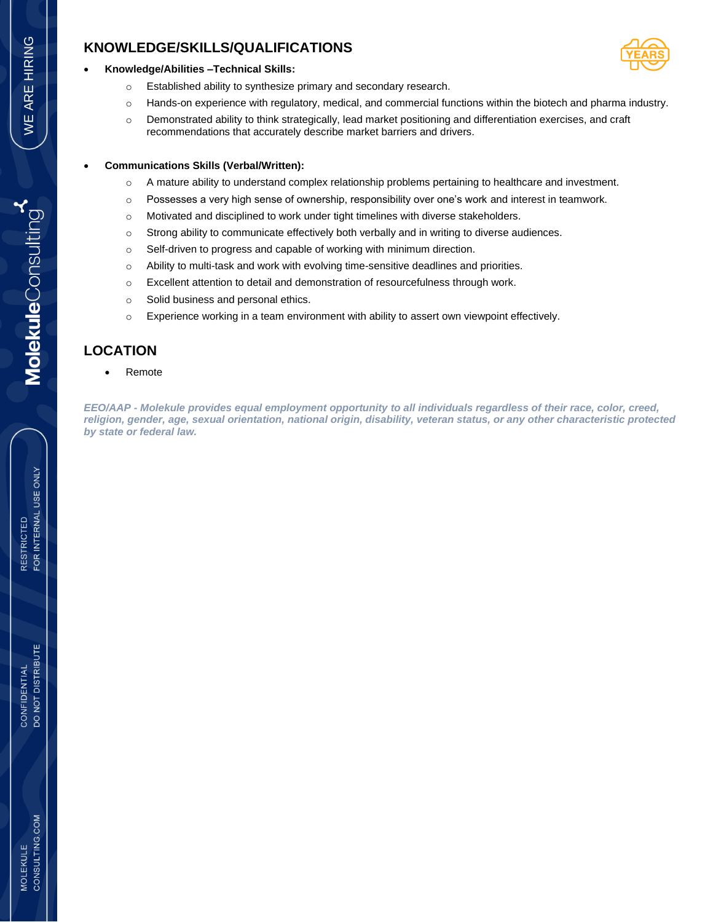## KNOWLEDGE/SKILLS/QUALIFICATIONS

- **Knowledge/Abilities –Technical Skills:**
  - Established ability to synthesize primary and secondary research.
  - Hands-on experience with regulatory, medical, and commercial functions within the biotech and pharma industry.
  - Demonstrated ability to think strategically, lead market positioning and differentiation exercises, and craft recommendations that accurately describe market barriers and drivers.

- **Communications Skills (Verbal/Written):**
  - A mature ability to understand complex relationship problems pertaining to healthcare and investment.
  - Possesses a very high sense of ownership, responsibility over one's work and interest in teamwork.
  - Motivated and disciplined to work under tight timelines with diverse stakeholders.
  - Strong ability to communicate effectively both verbally and in writing to diverse audiences.
  - Self-driven to progress and capable of working with minimum direction.
  - Ability to multi-task and work with evolving time-sensitive deadlines and priorities.
  - Excellent attention to detail and demonstration of resourcefulness through work.
  - Solid business and personal ethics.
  - Experience working in a team environment with ability to assert own viewpoint effectively.

## LOCATION

- Remote

***EEO/AAP - Molekule provides equal employment opportunity to all individuals regardless of their race, color, creed, religion, gender, age, sexual orientation, national origin, disability, veteran status, or any other characteristic protected by state or federal law.***